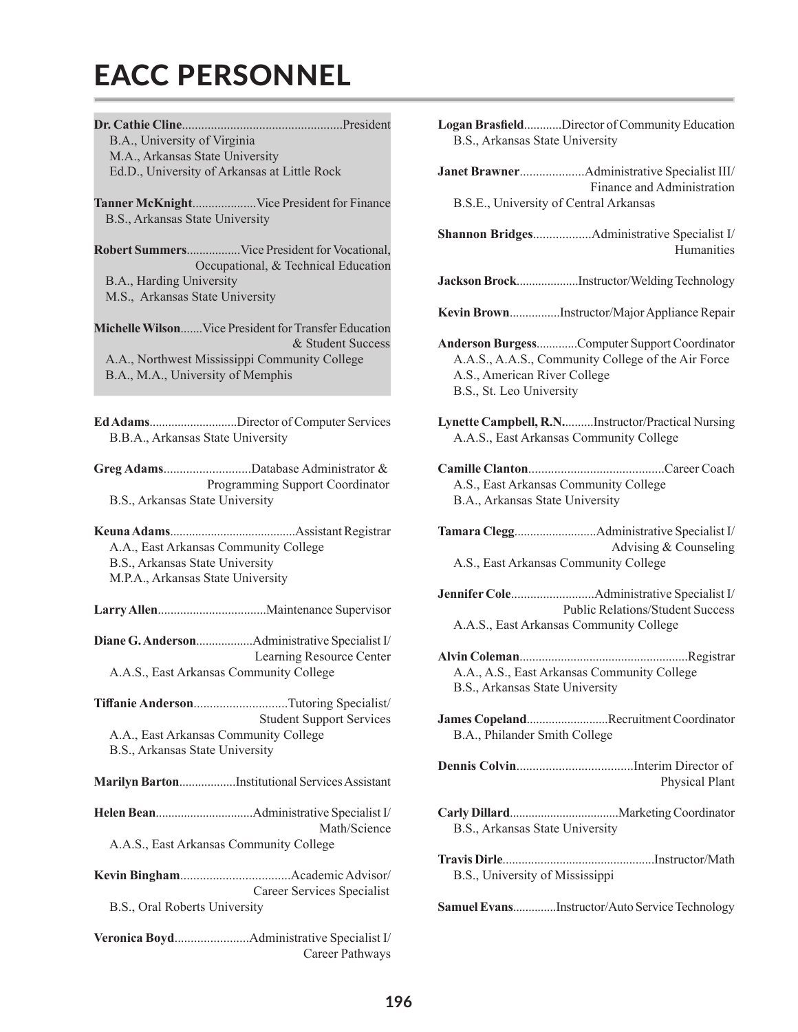# EACC PERSONNEL

**Dr. Cathie Cline**..................................................President
B.A., University of Virginia
M.A., Arkansas State University
Ed.D., University of Arkansas at Little Rock

**Tanner McKnight**....................Vice President for Finance
B.S., Arkansas State University

**Robert Summers**.................Vice President for Vocational, Occupational, & Technical Education
B.A., Harding University
M.S., Arkansas State University

**Michelle Wilson**.......Vice President for Transfer Education & Student Success
A.A., Northwest Mississippi Community College
B.A., M.A., University of Memphis

**Ed Adams**............................Director of Computer Services
B.B.A., Arkansas State University

**Greg Adams**...........................Database Administrator & Programming Support Coordinator
B.S., Arkansas State University

**Keuna Adams**.......................................Assistant Registrar
A.A., East Arkansas Community College
B.S., Arkansas State University
M.P.A., Arkansas State University

**Larry Allen**..................................Maintenance Supervisor

**Diane G. Anderson**..................Administrative Specialist I/ Learning Resource Center
A.A.S., East Arkansas Community College

**Tiffanie Anderson**.............................Tutoring Specialist/ Student Support Services
A.A., East Arkansas Community College
B.S., Arkansas State University

**Marilyn Barton**..................Institutional Services Assistant

**Helen Bean**...............................Administrative Specialist I/ Math/Science
A.A.S., East Arkansas Community College

**Kevin Bingham**..................................Academic Advisor/ Career Services Specialist
B.S., Oral Roberts University

**Veronica Boyd**.......................Administrative Specialist I/ Career Pathways

**Logan Brasfield**............Director of Community Education
B.S., Arkansas State University

**Janet Brawner**....................Administrative Specialist III/ Finance and Administration
B.S.E., University of Central Arkansas

**Shannon Bridges**..................Administrative Specialist I/ Humanities

**Jackson Brock**...................Instructor/Welding Technology

**Kevin Brown**................Instructor/Major Appliance Repair

**Anderson Burgess**.............Computer Support Coordinator
A.A.S., A.A.S., Community College of the Air Force
A.S., American River College
B.S., St. Leo University

**Lynette Campbell, R.N.**..........Instructor/Practical Nursing
A.A.S., East Arkansas Community College

**Camille Clanton**..........................................Career Coach
A.S., East Arkansas Community College
B.A., Arkansas State University

**Tamara Clegg**..........................Administrative Specialist I/ Advising & Counseling
A.S., East Arkansas Community College

**Jennifer Cole**..........................Administrative Specialist I/ Public Relations/Student Success
A.A.S., East Arkansas Community College

**Alvin Coleman**....................................................Registrar
A.A., A.S., East Arkansas Community College
B.S., Arkansas State University

**James Copeland**..........................Recruitment Coordinator
B.A., Philander Smith College

**Dennis Colvin**....................................Interim Director of Physical Plant

**Carly Dillard**..................................Marketing Coordinator
B.S., Arkansas State University

**Travis Dirle**................................................Instructor/Math
B.S., University of Mississippi

**Samuel Evans**.............Instructor/Auto Service Technology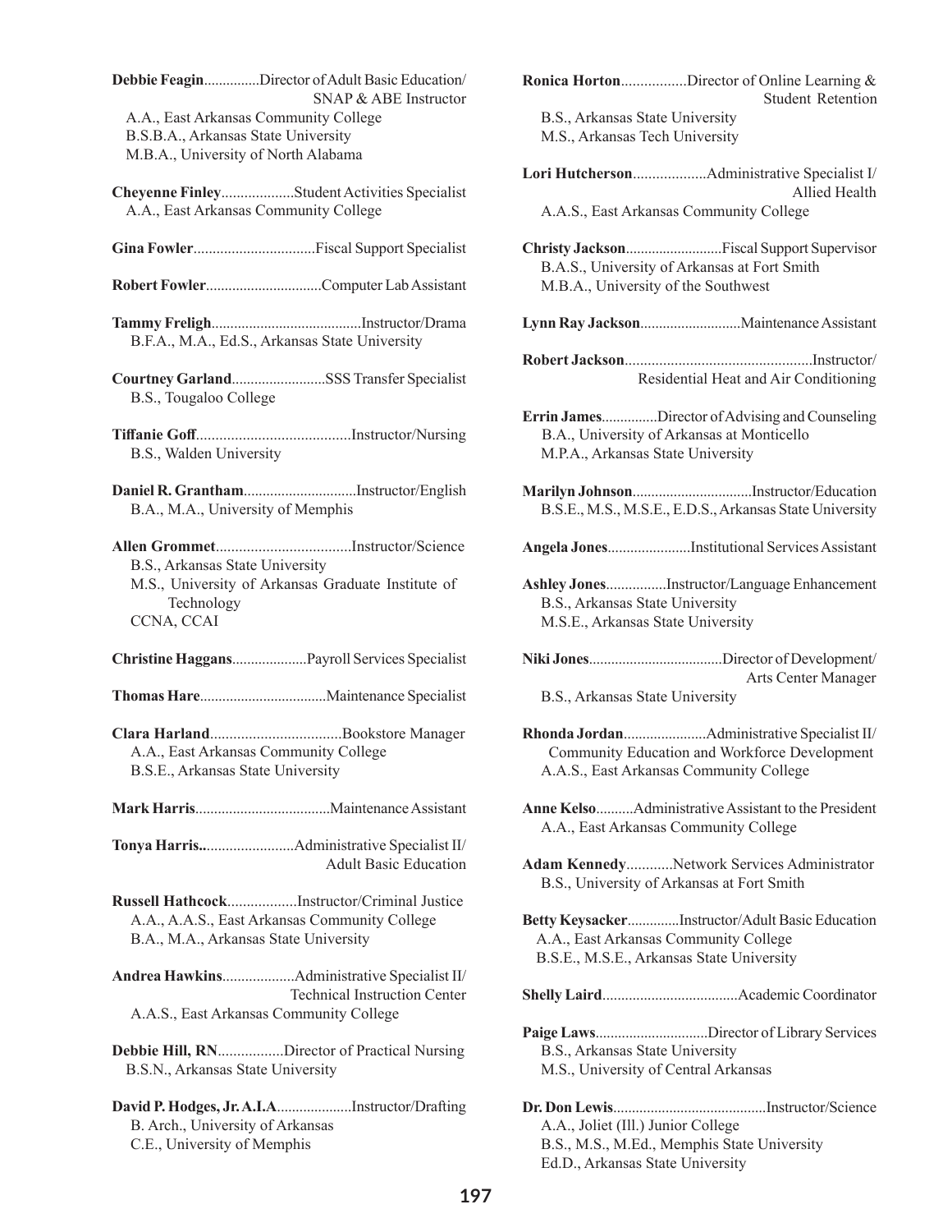**Debbie Feagin**...............Director of Adult Basic Education/ SNAP & ABE Instructor
A.A., East Arkansas Community College
B.S.B.A., Arkansas State University
M.B.A., University of North Alabama

**Cheyenne Finley**...................Student Activities Specialist
A.A., East Arkansas Community College

**Gina Fowler**................................Fiscal Support Specialist

**Robert Fowler**...............................Computer Lab Assistant

**Tammy Freligh**.......................................Instructor/Drama
B.F.A., M.A., Ed.S., Arkansas State University

**Courtney Garland**.........................SSS Transfer Specialist
B.S., Tougaloo College

**Tiffanie Goff**........................................Instructor/Nursing
B.S., Walden University

**Daniel R. Grantham**..............................Instructor/English
B.A., M.A., University of Memphis

**Allen Grommet**...................................Instructor/Science
B.S., Arkansas State University
M.S., University of Arkansas Graduate Institute of Technology
CCNA, CCAI

**Christine Haggans**....................Payroll Services Specialist

**Thomas Hare**.................................Maintenance Specialist

**Clara Harland**..................................Bookstore Manager
A.A., East Arkansas Community College
B.S.E., Arkansas State University

**Mark Harris**...................................Maintenance Assistant

**Tonya Harris.**.......................Administrative Specialist II/ Adult Basic Education

**Russell Hathcock**..................Instructor/Criminal Justice
A.A., A.A.S., East Arkansas Community College
B.A., M.A., Arkansas State University

**Andrea Hawkins**...................Administrative Specialist II/ Technical Instruction Center
A.A.S., East Arkansas Community College

**Debbie Hill, RN**.................Director of Practical Nursing
B.S.N., Arkansas State University

**David P. Hodges, Jr. A.I.A**....................Instructor/Drafting
B. Arch., University of Arkansas
C.E., University of Memphis

**Ronica Horton**.................Director of Online Learning & Student Retention
B.S., Arkansas State University
M.S., Arkansas Tech University

**Lori Hutcherson**...................Administrative Specialist I/ Allied Health
A.A.S., East Arkansas Community College

**Christy Jackson**..........................Fiscal Support Supervisor
B.A.S., University of Arkansas at Fort Smith
M.B.A., University of the Southwest

**Lynn Ray Jackson**...........................Maintenance Assistant

**Robert Jackson**.................................................Instructor/ Residential Heat and Air Conditioning

**Errin James**...............Director of Advising and Counseling
B.A., University of Arkansas at Monticello
M.P.A., Arkansas State University

**Marilyn Johnson**................................Instructor/Education
B.S.E., M.S., M.S.E., E.D.S., Arkansas State University

**Angela Jones**......................Institutional Services Assistant

**Ashley Jones**................Instructor/Language Enhancement
B.S., Arkansas State University
M.S.E., Arkansas State University

**Niki Jones**....................................Director of Development/ Arts Center Manager
B.S., Arkansas State University

**Rhonda Jordan**......................Administrative Specialist II/ Community Education and Workforce Development
A.A.S., East Arkansas Community College

**Anne Kelso**..........Administrative Assistant to the President
A.A., East Arkansas Community College

**Adam Kennedy**............Network Services Administrator
B.S., University of Arkansas at Fort Smith

**Betty Keysacker**.............Instructor/Adult Basic Education
A.A., East Arkansas Community College
B.S.E., M.S.E., Arkansas State University

**Shelly Laird**....................................Academic Coordinator

**Paige Laws**.............................Director of Library Services
B.S., Arkansas State University
M.S., University of Central Arkansas

**Dr. Don Lewis**.........................................Instructor/Science
A.A., Joliet (Ill.) Junior College
B.S., M.S., M.Ed., Memphis State University
Ed.D., Arkansas State University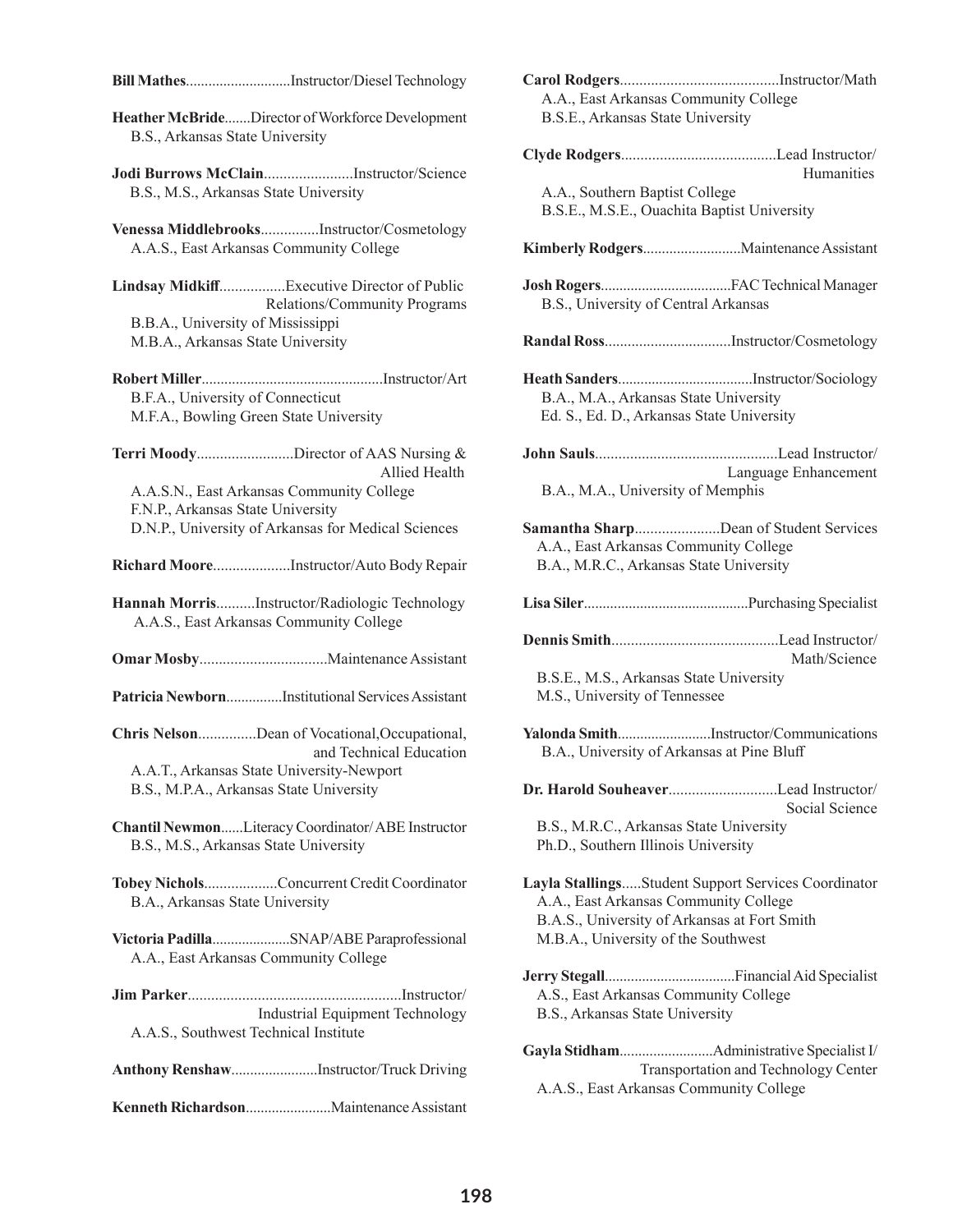**Bill Mathes**............................Instructor/Diesel Technology

**Heather McBride**.......Director of Workforce Development
B.S., Arkansas State University

**Jodi Burrows McClain**.......................Instructor/Science
B.S., M.S., Arkansas State University

**Venessa Middlebrooks**...............Instructor/Cosmetology
A.A.S., East Arkansas Community College

**Lindsay Midkiff**.................Executive Director of Public Relations/Community Programs
B.B.A., University of Mississippi
M.B.A., Arkansas State University

**Robert Miller**................................................Instructor/Art
B.F.A., University of Connecticut
M.F.A., Bowling Green State University

**Terri Moody**.........................Director of AAS Nursing & Allied Health
A.A.S.N., East Arkansas Community College
F.N.P., Arkansas State University
D.N.P., University of Arkansas for Medical Sciences

**Richard Moore**....................Instructor/Auto Body Repair

**Hannah Morris**..........Instructor/Radiologic Technology
A.A.S., East Arkansas Community College

**Omar Mosby**.................................Maintenance Assistant

**Patricia Newborn**...............Institutional Services Assistant

**Chris Nelson**...............Dean of Vocational,Occupational, and Technical Education
A.A.T., Arkansas State University-Newport
B.S., M.P.A., Arkansas State University

**Chantil Newmon**......Literacy Coordinator/ ABE Instructor
B.S., M.S., Arkansas State University

**Tobey Nichols**..................Concurrent Credit Coordinator
B.A., Arkansas State University

**Victoria Padilla**....................SNAP/ABE Paraprofessional
A.A., East Arkansas Community College

**Jim Parker**.......................................................Instructor/ Industrial Equipment Technology
A.A.S., Southwest Technical Institute

**Anthony Renshaw**.......................Instructor/Truck Driving

**Kenneth Richardson**.......................Maintenance Assistant

**Carol Rodgers**.........................................Instructor/Math
A.A., East Arkansas Community College
B.S.E., Arkansas State University

**Clyde Rodgers**........................................Lead Instructor/ Humanities
A.A., Southern Baptist College
B.S.E., M.S.E., Ouachita Baptist University

**Kimberly Rodgers**..........................Maintenance Assistant

**Josh Rogers**...................................FAC Technical Manager
B.S., University of Central Arkansas

**Randal Ross**.................................Instructor/Cosmetology

**Heath Sanders**...................................Instructor/Sociology
B.A., M.A., Arkansas State University
Ed. S., Ed. D., Arkansas State University

**John Sauls**...............................................Lead Instructor/ Language Enhancement
B.A., M.A., University of Memphis

**Samantha Sharp**......................Dean of Student Services
A.A., East Arkansas Community College
B.A., M.R.C., Arkansas State University

**Lisa Siler**............................................Purchasing Specialist

**Dennis Smith**...........................................Lead Instructor/ Math/Science
B.S.E., M.S., Arkansas State University
M.S., University of Tennessee

**Yalonda Smith**.........................Instructor/Communications
B.A., University of Arkansas at Pine Bluff

**Dr. Harold Souheaver**............................Lead Instructor/ Social Science
B.S., M.R.C., Arkansas State University
Ph.D., Southern Illinois University

**Layla Stallings**.....Student Support Services Coordinator
A.A., East Arkansas Community College
B.A.S., University of Arkansas at Fort Smith
M.B.A., University of the Southwest

**Jerry Stegall**...................................Financial Aid Specialist
A.S., East Arkansas Community College
B.S., Arkansas State University

**Gayla Stidham**.........................Administrative Specialist I/ Transportation and Technology Center
A.A.S., East Arkansas Community College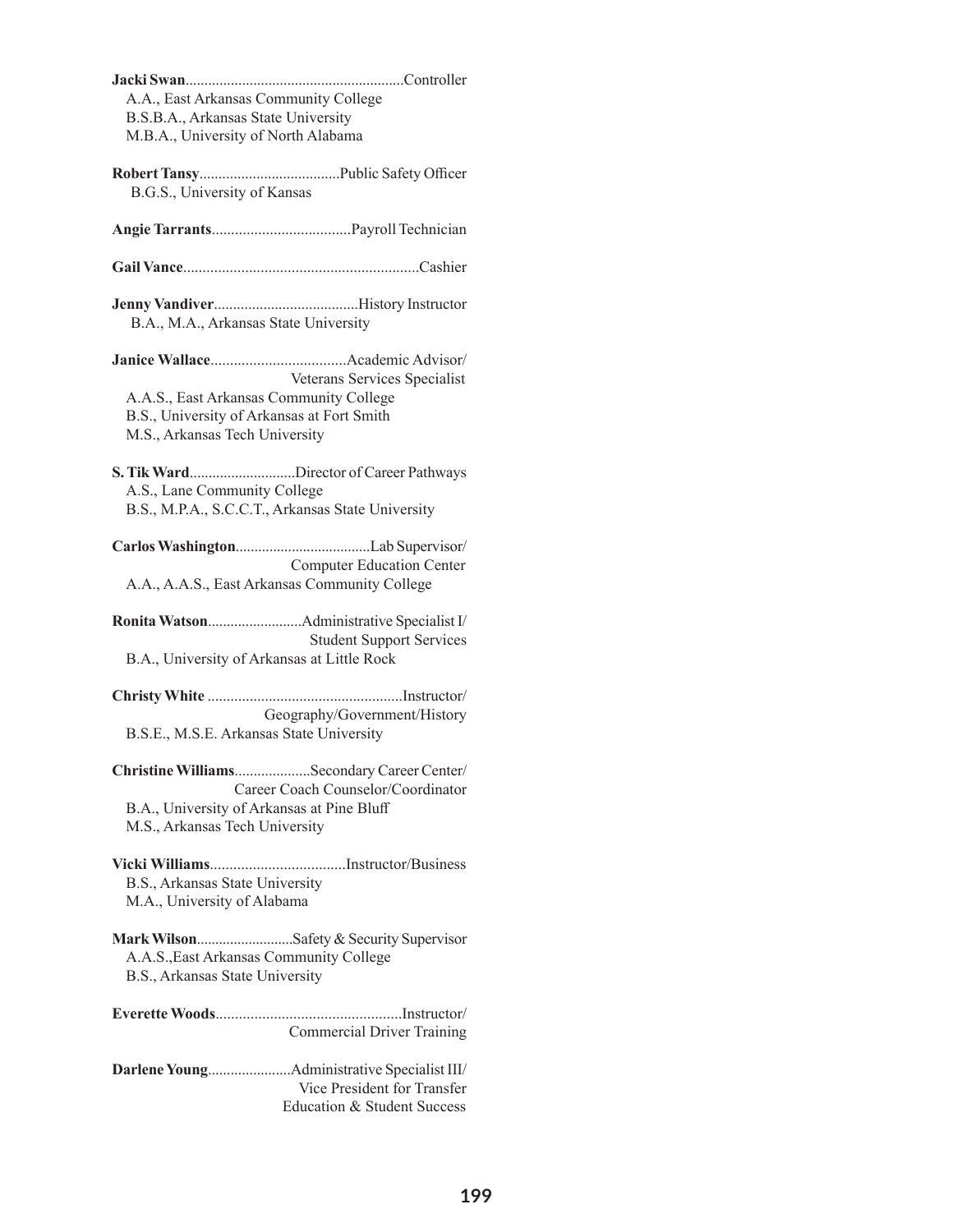**Jacki Swan**.........................................................Controller
A.A., East Arkansas Community College
B.S.B.A., Arkansas State University
M.B.A., University of North Alabama

**Robert Tansy**.....................................Public Safety Officer
B.G.S., University of Kansas

**Angie Tarrants**....................................Payroll Technician

**Gail Vance**.............................................................Cashier

**Jenny Vandiver**......................................History Instructor
B.A., M.A., Arkansas State University

**Janice Wallace**....................................Academic Advisor/
Veterans Services Specialist
A.A.S., East Arkansas Community College
B.S., University of Arkansas at Fort Smith
M.S., Arkansas Tech University

**S. Tik Ward**............................Director of Career Pathways
A.S., Lane Community College
B.S., M.P.A., S.C.C.T., Arkansas State University

**Carlos Washington**....................................Lab Supervisor/
Computer Education Center
A.A., A.A.S., East Arkansas Community College

**Ronita Watson**.........................Administrative Specialist I/
Student Support Services
B.A., University of Arkansas at Little Rock

**Christy White** ...................................................Instructor/
Geography/Government/History
B.S.E., M.S.E. Arkansas State University

**Christine Williams**....................Secondary Career Center/
Career Coach Counselor/Coordinator
B.A., University of Arkansas at Pine Bluff
M.S., Arkansas Tech University

**Vicki Williams**...................................Instructor/Business
B.S., Arkansas State University
M.A., University of Alabama

**Mark Wilson**..........................Safety & Security Supervisor
A.A.S.,East Arkansas Community College
B.S., Arkansas State University

**Everette Woods**................................................Instructor/
Commercial Driver Training

**Darlene Young**......................Administrative Specialist III/
Vice President for Transfer
Education & Student Success